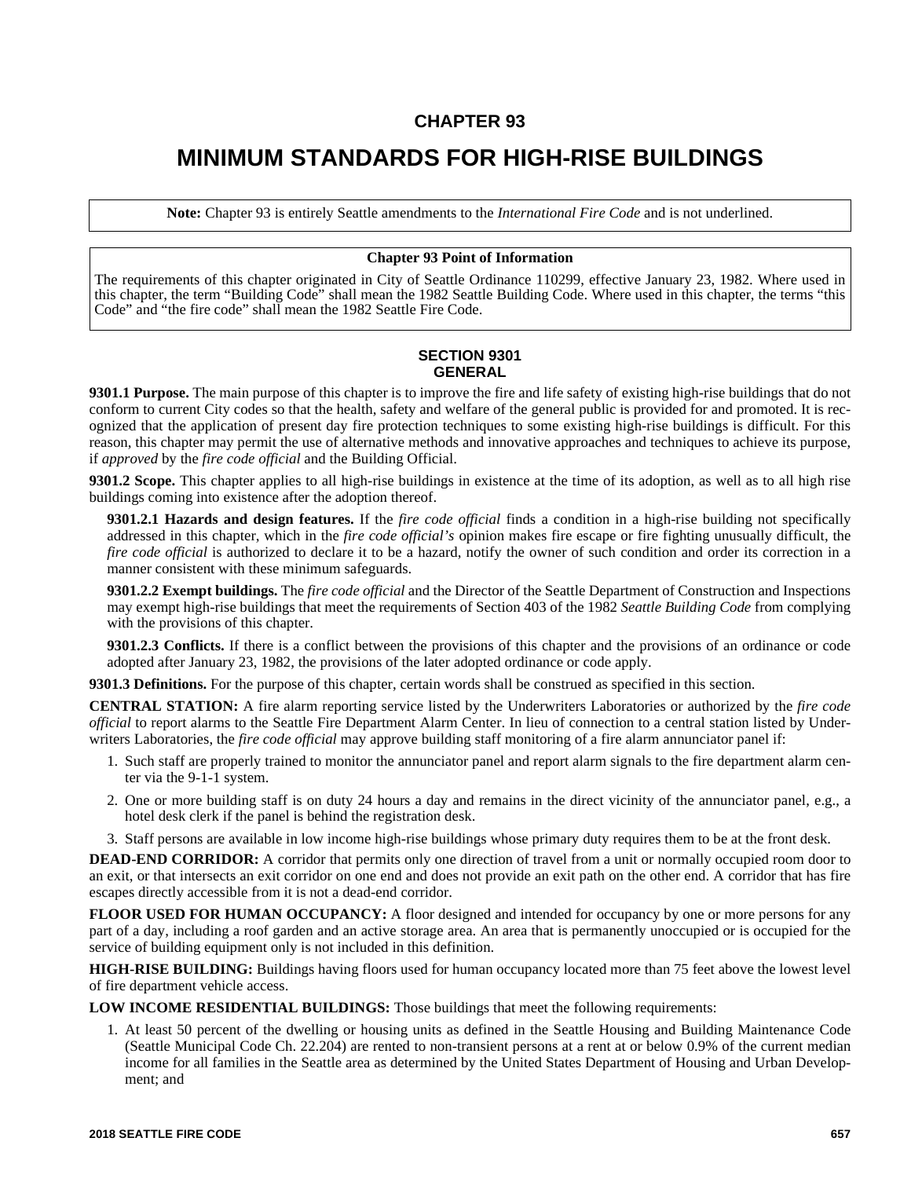# CHAPTER 93

# MINIMUM STANDARDS FOR HIGH-RISE BUILDINGS

**Note:** Chapter 93 is entirely Seattle amendments to the *International Fire Code* and is not underlined.

**Chapter 93 Point of Information**

The requirements of this chapter originated in City of Seattle Ordinance 110299, effective January 23, 1982. Where used in this chapter, the term "Building Code" shall mean the 1982 Seattle Building Code. Where used in this chapter, the terms "this Code" and "the fire code" shall mean the 1982 Seattle Fire Code.

## SECTION 9301 GENERAL

**9301.1 Purpose.** The main purpose of this chapter is to improve the fire and life safety of existing high-rise buildings that do not conform to current City codes so that the health, safety and welfare of the general public is provided for and promoted. It is recognized that the application of present day fire protection techniques to some existing high-rise buildings is difficult. For this reason, this chapter may permit the use of alternative methods and innovative approaches and techniques to achieve its purpose, if *approved* by the *fire code official* and the Building Official.

**9301.2 Scope.** This chapter applies to all high-rise buildings in existence at the time of its adoption, as well as to all high rise buildings coming into existence after the adoption thereof.

**9301.2.1 Hazards and design features.** If the *fire code official* finds a condition in a high-rise building not specifically addressed in this chapter, which in the *fire code official's* opinion makes fire escape or fire fighting unusually difficult, the *fire code official* is authorized to declare it to be a hazard, notify the owner of such condition and order its correction in a manner consistent with these minimum safeguards.

**9301.2.2 Exempt buildings.** The *fire code official* and the Director of the Seattle Department of Construction and Inspections may exempt high-rise buildings that meet the requirements of Section 403 of the 1982 *Seattle Building Code* from complying with the provisions of this chapter.

**9301.2.3 Conflicts.** If there is a conflict between the provisions of this chapter and the provisions of an ordinance or code adopted after January 23, 1982, the provisions of the later adopted ordinance or code apply.

**9301.3 Definitions.** For the purpose of this chapter, certain words shall be construed as specified in this section.

**CENTRAL STATION:** A fire alarm reporting service listed by the Underwriters Laboratories or authorized by the *fire code official* to report alarms to the Seattle Fire Department Alarm Center. In lieu of connection to a central station listed by Underwriters Laboratories, the *fire code official* may approve building staff monitoring of a fire alarm annunciator panel if:

1. Such staff are properly trained to monitor the annunciator panel and report alarm signals to the fire department alarm center via the 9-1-1 system.
2. One or more building staff is on duty 24 hours a day and remains in the direct vicinity of the annunciator panel, e.g., a hotel desk clerk if the panel is behind the registration desk.
3. Staff persons are available in low income high-rise buildings whose primary duty requires them to be at the front desk.

**DEAD-END CORRIDOR:** A corridor that permits only one direction of travel from a unit or normally occupied room door to an exit, or that intersects an exit corridor on one end and does not provide an exit path on the other end. A corridor that has fire escapes directly accessible from it is not a dead-end corridor.

**FLOOR USED FOR HUMAN OCCUPANCY:** A floor designed and intended for occupancy by one or more persons for any part of a day, including a roof garden and an active storage area. An area that is permanently unoccupied or is occupied for the service of building equipment only is not included in this definition.

**HIGH-RISE BUILDING:** Buildings having floors used for human occupancy located more than 75 feet above the lowest level of fire department vehicle access.

**LOW INCOME RESIDENTIAL BUILDINGS:** Those buildings that meet the following requirements:

1. At least 50 percent of the dwelling or housing units as defined in the Seattle Housing and Building Maintenance Code (Seattle Municipal Code Ch. 22.204) are rented to non-transient persons at a rent at or below 0.9% of the current median income for all families in the Seattle area as determined by the United States Department of Housing and Urban Development; and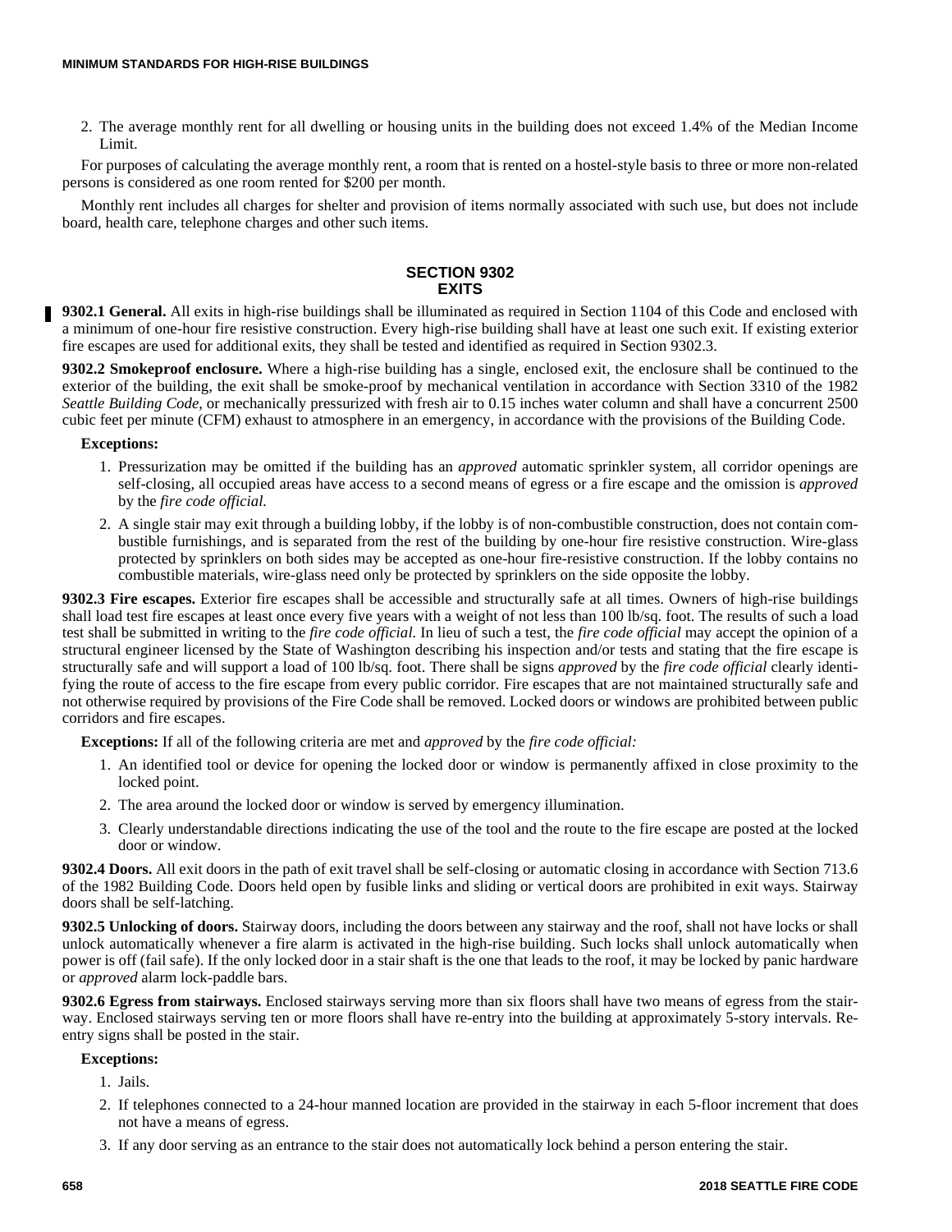2. The average monthly rent for all dwelling or housing units in the building does not exceed 1.4% of the Median Income Limit.

For purposes of calculating the average monthly rent, a room that is rented on a hostel-style basis to three or more non-related persons is considered as one room rented for $200 per month.

Monthly rent includes all charges for shelter and provision of items normally associated with such use, but does not include board, health care, telephone charges and other such items.

## SECTION 9302 EXITS

**9302.1 General.** All exits in high-rise buildings shall be illuminated as required in Section 1104 of this Code and enclosed with a minimum of one-hour fire resistive construction. Every high-rise building shall have at least one such exit. If existing exterior fire escapes are used for additional exits, they shall be tested and identified as required in Section 9302.3.

**9302.2 Smokeproof enclosure.** Where a high-rise building has a single, enclosed exit, the enclosure shall be continued to the exterior of the building, the exit shall be smoke-proof by mechanical ventilation in accordance with Section 3310 of the 1982 *Seattle Building Code,* or mechanically pressurized with fresh air to 0.15 inches water column and shall have a concurrent 2500 cubic feet per minute (CFM) exhaust to atmosphere in an emergency, in accordance with the provisions of the Building Code.

**Exceptions:**

1. Pressurization may be omitted if the building has an *approved* automatic sprinkler system, all corridor openings are self-closing, all occupied areas have access to a second means of egress or a fire escape and the omission is *approved* by the *fire code official.*
2. A single stair may exit through a building lobby, if the lobby is of non-combustible construction, does not contain combustible furnishings, and is separated from the rest of the building by one-hour fire resistive construction. Wire-glass protected by sprinklers on both sides may be accepted as one-hour fire-resistive construction. If the lobby contains no combustible materials, wire-glass need only be protected by sprinklers on the side opposite the lobby.

**9302.3 Fire escapes.** Exterior fire escapes shall be accessible and structurally safe at all times. Owners of high-rise buildings shall load test fire escapes at least once every five years with a weight of not less than 100 lb/sq. foot. The results of such a load test shall be submitted in writing to the *fire code official.* In lieu of such a test, the *fire code official* may accept the opinion of a structural engineer licensed by the State of Washington describing his inspection and/or tests and stating that the fire escape is structurally safe and will support a load of 100 lb/sq. foot. There shall be signs *approved* by the *fire code official* clearly identifying the route of access to the fire escape from every public corridor. Fire escapes that are not maintained structurally safe and not otherwise required by provisions of the Fire Code shall be removed. Locked doors or windows are prohibited between public corridors and fire escapes.

**Exceptions:** If all of the following criteria are met and *approved* by the *fire code official:*

1. An identified tool or device for opening the locked door or window is permanently affixed in close proximity to the locked point.
2. The area around the locked door or window is served by emergency illumination.
3. Clearly understandable directions indicating the use of the tool and the route to the fire escape are posted at the locked door or window.

**9302.4 Doors.** All exit doors in the path of exit travel shall be self-closing or automatic closing in accordance with Section 713.6 of the 1982 Building Code. Doors held open by fusible links and sliding or vertical doors are prohibited in exit ways. Stairway doors shall be self-latching.

**9302.5 Unlocking of doors.** Stairway doors, including the doors between any stairway and the roof, shall not have locks or shall unlock automatically whenever a fire alarm is activated in the high-rise building. Such locks shall unlock automatically when power is off (fail safe). If the only locked door in a stair shaft is the one that leads to the roof, it may be locked by panic hardware or *approved* alarm lock-paddle bars.

**9302.6 Egress from stairways.** Enclosed stairways serving more than six floors shall have two means of egress from the stairway. Enclosed stairways serving ten or more floors shall have re-entry into the building at approximately 5-story intervals. Re-entry signs shall be posted in the stair.

**Exceptions:**

1. Jails.
2. If telephones connected to a 24-hour manned location are provided in the stairway in each 5-floor increment that does not have a means of egress.
3. If any door serving as an entrance to the stair does not automatically lock behind a person entering the stair.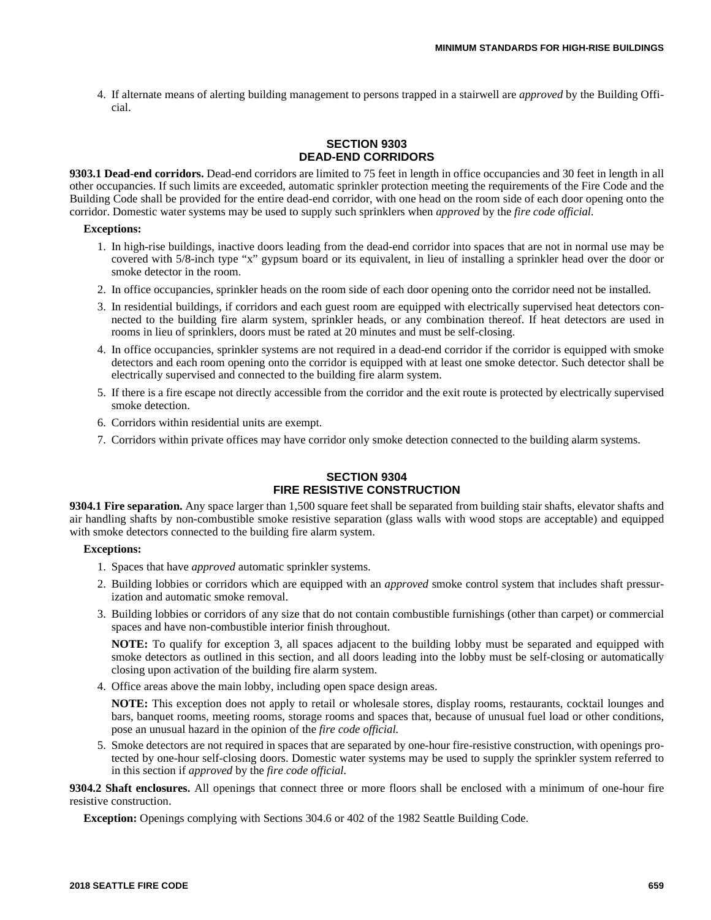4. If alternate means of alerting building management to persons trapped in a stairwell are *approved* by the Building Official.

## SECTION 9303
## DEAD-END CORRIDORS

**9303.1 Dead-end corridors.** Dead-end corridors are limited to 75 feet in length in office occupancies and 30 feet in length in all other occupancies. If such limits are exceeded, automatic sprinkler protection meeting the requirements of the Fire Code and the Building Code shall be provided for the entire dead-end corridor, with one head on the room side of each door opening onto the corridor. Domestic water systems may be used to supply such sprinklers when *approved* by the *fire code official.*

**Exceptions:**

1. In high-rise buildings, inactive doors leading from the dead-end corridor into spaces that are not in normal use may be covered with 5/8-inch type "x" gypsum board or its equivalent, in lieu of installing a sprinkler head over the door or smoke detector in the room.
2. In office occupancies, sprinkler heads on the room side of each door opening onto the corridor need not be installed.
3. In residential buildings, if corridors and each guest room are equipped with electrically supervised heat detectors connected to the building fire alarm system, sprinkler heads, or any combination thereof. If heat detectors are used in rooms in lieu of sprinklers, doors must be rated at 20 minutes and must be self-closing.
4. In office occupancies, sprinkler systems are not required in a dead-end corridor if the corridor is equipped with smoke detectors and each room opening onto the corridor is equipped with at least one smoke detector. Such detector shall be electrically supervised and connected to the building fire alarm system.
5. If there is a fire escape not directly accessible from the corridor and the exit route is protected by electrically supervised smoke detection.
6. Corridors within residential units are exempt.
7. Corridors within private offices may have corridor only smoke detection connected to the building alarm systems.

## SECTION 9304
## FIRE RESISTIVE CONSTRUCTION

**9304.1 Fire separation.** Any space larger than 1,500 square feet shall be separated from building stair shafts, elevator shafts and air handling shafts by non-combustible smoke resistive separation (glass walls with wood stops are acceptable) and equipped with smoke detectors connected to the building fire alarm system.

**Exceptions:**

1. Spaces that have *approved* automatic sprinkler systems.
2. Building lobbies or corridors which are equipped with an *approved* smoke control system that includes shaft pressurization and automatic smoke removal.
3. Building lobbies or corridors of any size that do not contain combustible furnishings (other than carpet) or commercial spaces and have non-combustible interior finish throughout.

   **NOTE:** To qualify for exception 3, all spaces adjacent to the building lobby must be separated and equipped with smoke detectors as outlined in this section, and all doors leading into the lobby must be self-closing or automatically closing upon activation of the building fire alarm system.
4. Office areas above the main lobby, including open space design areas.

   **NOTE:** This exception does not apply to retail or wholesale stores, display rooms, restaurants, cocktail lounges and bars, banquet rooms, meeting rooms, storage rooms and spaces that, because of unusual fuel load or other conditions, pose an unusual hazard in the opinion of the *fire code official.*
5. Smoke detectors are not required in spaces that are separated by one-hour fire-resistive construction, with openings protected by one-hour self-closing doors. Domestic water systems may be used to supply the sprinkler system referred to in this section if *approved* by the *fire code official.*

**9304.2 Shaft enclosures.** All openings that connect three or more floors shall be enclosed with a minimum of one-hour fire resistive construction.

**Exception:** Openings complying with Sections 304.6 or 402 of the 1982 Seattle Building Code.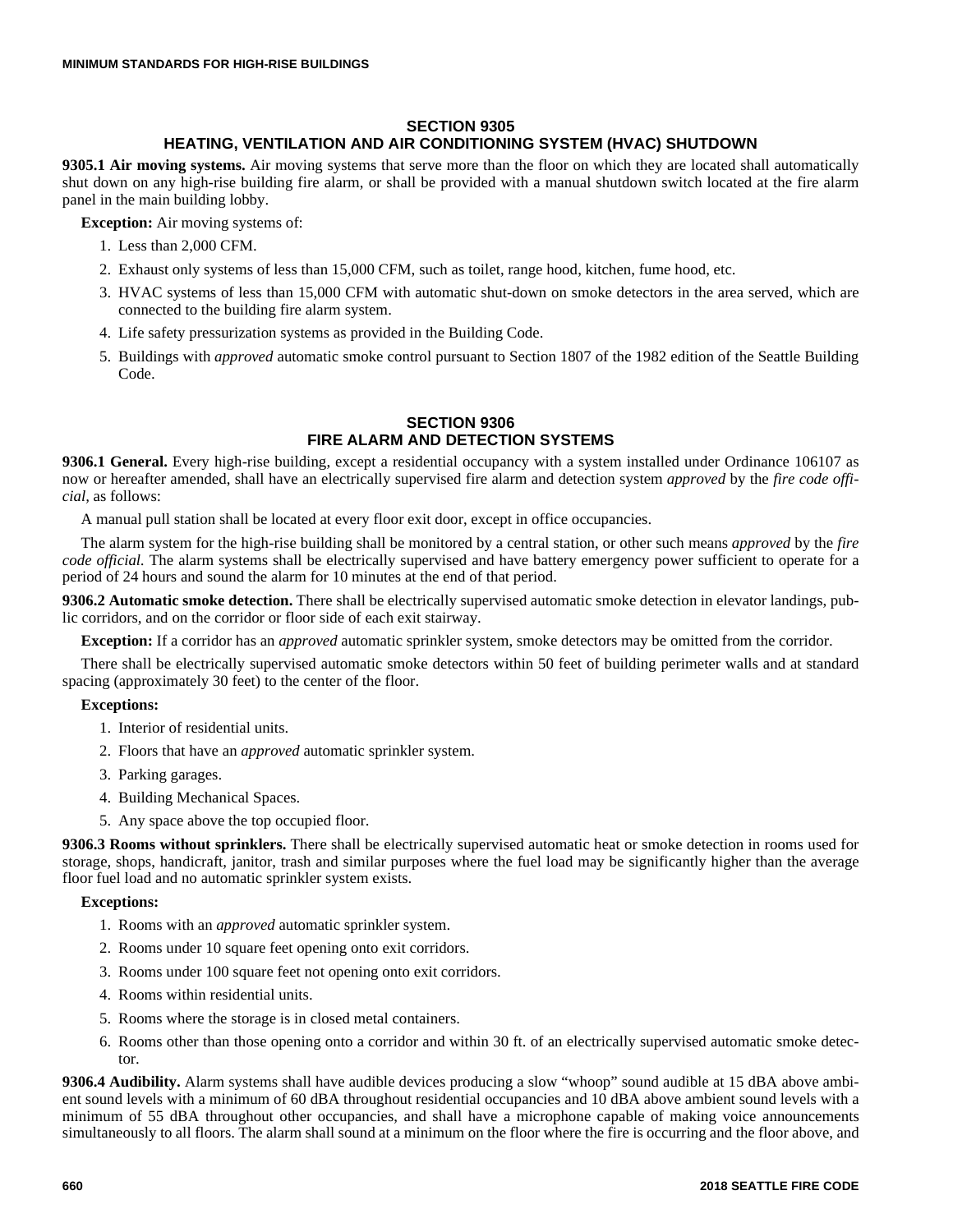## SECTION 9305
## HEATING, VENTILATION AND AIR CONDITIONING SYSTEM (HVAC) SHUTDOWN

**9305.1 Air moving systems.** Air moving systems that serve more than the floor on which they are located shall automatically shut down on any high-rise building fire alarm, or shall be provided with a manual shutdown switch located at the fire alarm panel in the main building lobby.

**Exception:** Air moving systems of:

1. Less than 2,000 CFM.
2. Exhaust only systems of less than 15,000 CFM, such as toilet, range hood, kitchen, fume hood, etc.
3. HVAC systems of less than 15,000 CFM with automatic shut-down on smoke detectors in the area served, which are connected to the building fire alarm system.
4. Life safety pressurization systems as provided in the Building Code.
5. Buildings with *approved* automatic smoke control pursuant to Section 1807 of the 1982 edition of the Seattle Building Code.

## SECTION 9306
## FIRE ALARM AND DETECTION SYSTEMS

**9306.1 General.** Every high-rise building, except a residential occupancy with a system installed under Ordinance 106107 as now or hereafter amended, shall have an electrically supervised fire alarm and detection system *approved* by the *fire code official,* as follows:

A manual pull station shall be located at every floor exit door, except in office occupancies.

The alarm system for the high-rise building shall be monitored by a central station, or other such means *approved* by the *fire code official.* The alarm systems shall be electrically supervised and have battery emergency power sufficient to operate for a period of 24 hours and sound the alarm for 10 minutes at the end of that period.

**9306.2 Automatic smoke detection.** There shall be electrically supervised automatic smoke detection in elevator landings, public corridors, and on the corridor or floor side of each exit stairway.

**Exception:** If a corridor has an *approved* automatic sprinkler system, smoke detectors may be omitted from the corridor.

There shall be electrically supervised automatic smoke detectors within 50 feet of building perimeter walls and at standard spacing (approximately 30 feet) to the center of the floor.

**Exceptions:**

1. Interior of residential units.
2. Floors that have an *approved* automatic sprinkler system.
3. Parking garages.
4. Building Mechanical Spaces.
5. Any space above the top occupied floor.

**9306.3 Rooms without sprinklers.** There shall be electrically supervised automatic heat or smoke detection in rooms used for storage, shops, handicraft, janitor, trash and similar purposes where the fuel load may be significantly higher than the average floor fuel load and no automatic sprinkler system exists.

**Exceptions:**

1. Rooms with an *approved* automatic sprinkler system.
2. Rooms under 10 square feet opening onto exit corridors.
3. Rooms under 100 square feet not opening onto exit corridors.
4. Rooms within residential units.
5. Rooms where the storage is in closed metal containers.
6. Rooms other than those opening onto a corridor and within 30 ft. of an electrically supervised automatic smoke detector.

**9306.4 Audibility.** Alarm systems shall have audible devices producing a slow "whoop" sound audible at 15 dBA above ambient sound levels with a minimum of 60 dBA throughout residential occupancies and 10 dBA above ambient sound levels with a minimum of 55 dBA throughout other occupancies, and shall have a microphone capable of making voice announcements simultaneously to all floors. The alarm shall sound at a minimum on the floor where the fire is occurring and the floor above, and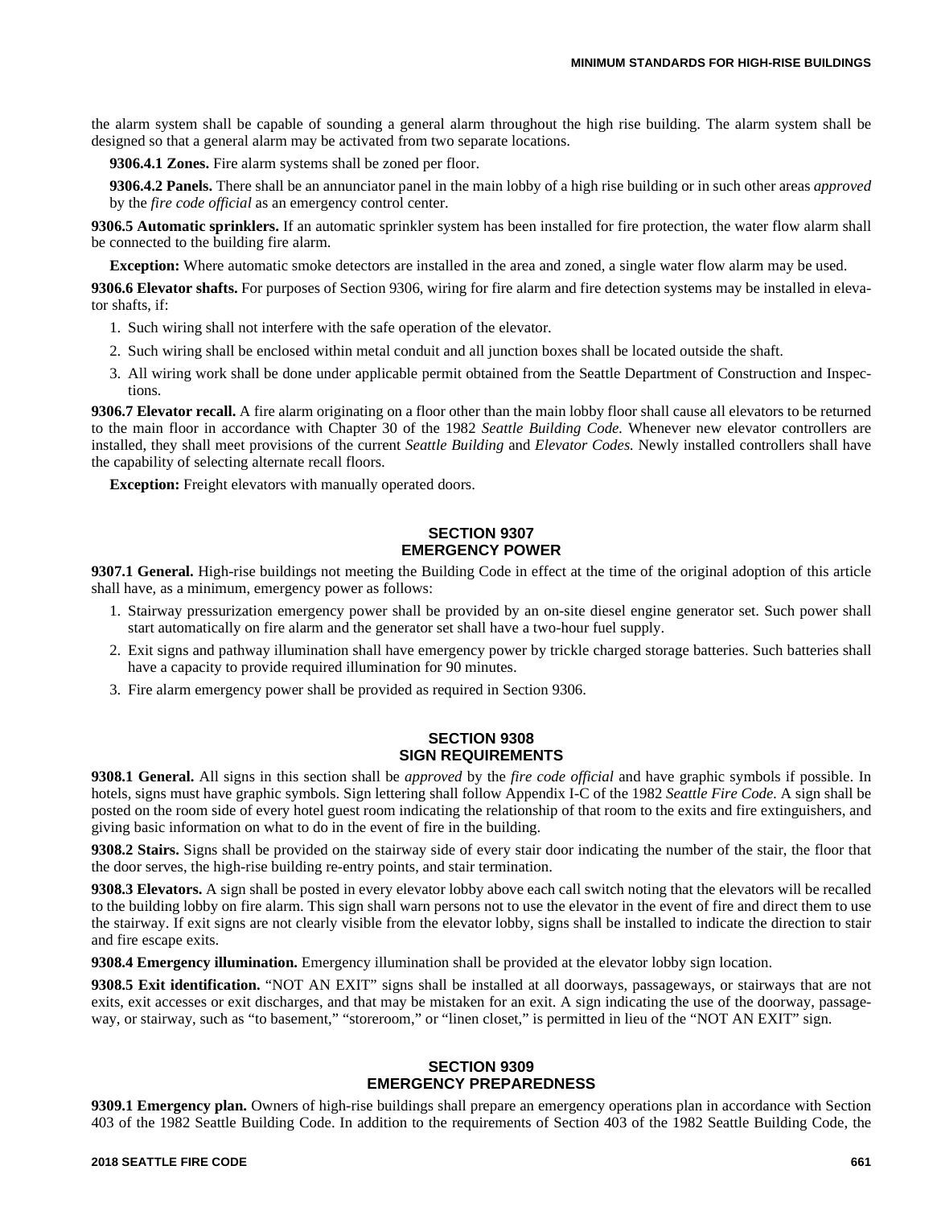the alarm system shall be capable of sounding a general alarm throughout the high rise building. The alarm system shall be designed so that a general alarm may be activated from two separate locations.

**9306.4.1 Zones.** Fire alarm systems shall be zoned per floor.

**9306.4.2 Panels.** There shall be an annunciator panel in the main lobby of a high rise building or in such other areas *approved* by the *fire code official* as an emergency control center.

**9306.5 Automatic sprinklers.** If an automatic sprinkler system has been installed for fire protection, the water flow alarm shall be connected to the building fire alarm.

**Exception:** Where automatic smoke detectors are installed in the area and zoned, a single water flow alarm may be used.

**9306.6 Elevator shafts.** For purposes of Section 9306, wiring for fire alarm and fire detection systems may be installed in elevator shafts, if:

1. Such wiring shall not interfere with the safe operation of the elevator.
2. Such wiring shall be enclosed within metal conduit and all junction boxes shall be located outside the shaft.
3. All wiring work shall be done under applicable permit obtained from the Seattle Department of Construction and Inspections.

**9306.7 Elevator recall.** A fire alarm originating on a floor other than the main lobby floor shall cause all elevators to be returned to the main floor in accordance with Chapter 30 of the 1982 *Seattle Building Code.* Whenever new elevator controllers are installed, they shall meet provisions of the current *Seattle Building* and *Elevator Codes.* Newly installed controllers shall have the capability of selecting alternate recall floors.

**Exception:** Freight elevators with manually operated doors.

## SECTION 9307 EMERGENCY POWER

**9307.1 General.** High-rise buildings not meeting the Building Code in effect at the time of the original adoption of this article shall have, as a minimum, emergency power as follows:

1. Stairway pressurization emergency power shall be provided by an on-site diesel engine generator set. Such power shall start automatically on fire alarm and the generator set shall have a two-hour fuel supply.
2. Exit signs and pathway illumination shall have emergency power by trickle charged storage batteries. Such batteries shall have a capacity to provide required illumination for 90 minutes.
3. Fire alarm emergency power shall be provided as required in Section 9306.

## SECTION 9308 SIGN REQUIREMENTS

**9308.1 General.** All signs in this section shall be *approved* by the *fire code official* and have graphic symbols if possible. In hotels, signs must have graphic symbols. Sign lettering shall follow Appendix I-C of the 1982 *Seattle Fire Code.* A sign shall be posted on the room side of every hotel guest room indicating the relationship of that room to the exits and fire extinguishers, and giving basic information on what to do in the event of fire in the building.

**9308.2 Stairs.** Signs shall be provided on the stairway side of every stair door indicating the number of the stair, the floor that the door serves, the high-rise building re-entry points, and stair termination.

**9308.3 Elevators.** A sign shall be posted in every elevator lobby above each call switch noting that the elevators will be recalled to the building lobby on fire alarm. This sign shall warn persons not to use the elevator in the event of fire and direct them to use the stairway. If exit signs are not clearly visible from the elevator lobby, signs shall be installed to indicate the direction to stair and fire escape exits.

**9308.4 Emergency illumination.** Emergency illumination shall be provided at the elevator lobby sign location.

**9308.5 Exit identification.** "NOT AN EXIT" signs shall be installed at all doorways, passageways, or stairways that are not exits, exit accesses or exit discharges, and that may be mistaken for an exit. A sign indicating the use of the doorway, passageway, or stairway, such as "to basement," "storeroom," or "linen closet," is permitted in lieu of the "NOT AN EXIT" sign.

## SECTION 9309 EMERGENCY PREPAREDNESS

**9309.1 Emergency plan.** Owners of high-rise buildings shall prepare an emergency operations plan in accordance with Section 403 of the 1982 Seattle Building Code. In addition to the requirements of Section 403 of the 1982 Seattle Building Code, the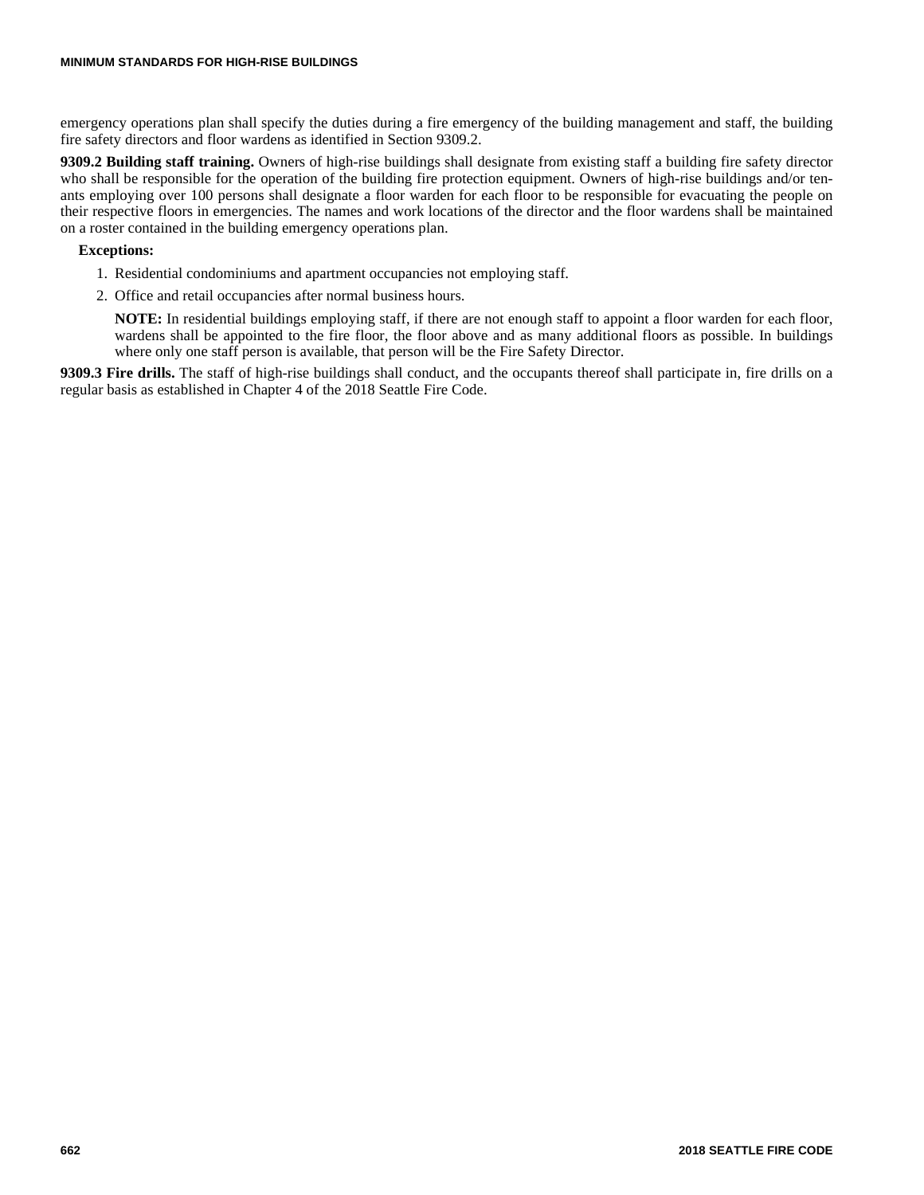emergency operations plan shall specify the duties during a fire emergency of the building management and staff, the building fire safety directors and floor wardens as identified in Section 9309.2.

**9309.2 Building staff training.** Owners of high-rise buildings shall designate from existing staff a building fire safety director who shall be responsible for the operation of the building fire protection equipment. Owners of high-rise buildings and/or tenants employing over 100 persons shall designate a floor warden for each floor to be responsible for evacuating the people on their respective floors in emergencies. The names and work locations of the director and the floor wardens shall be maintained on a roster contained in the building emergency operations plan.

**Exceptions:**

1. Residential condominiums and apartment occupancies not employing staff.
2. Office and retail occupancies after normal business hours.

   **NOTE:** In residential buildings employing staff, if there are not enough staff to appoint a floor warden for each floor, wardens shall be appointed to the fire floor, the floor above and as many additional floors as possible. In buildings where only one staff person is available, that person will be the Fire Safety Director.

**9309.3 Fire drills.** The staff of high-rise buildings shall conduct, and the occupants thereof shall participate in, fire drills on a regular basis as established in Chapter 4 of the 2018 Seattle Fire Code.